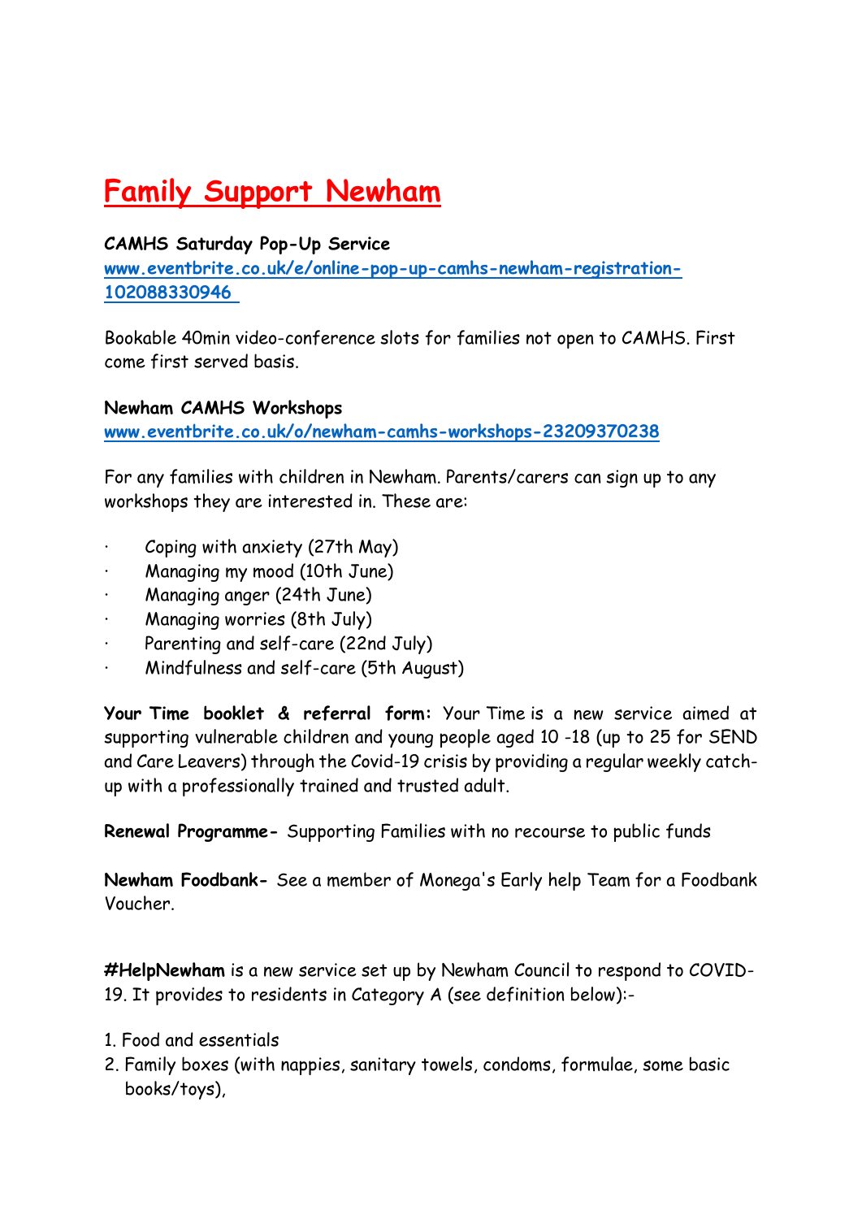# Family Support Newham

**CAMHS Saturday Pop-Up Service**
**www.eventbrite.co.uk/e/online-pop-up-camhs-newham-registration-102088330946**

Bookable 40min video-conference slots for families not open to CAMHS. First come first served basis.

**Newham CAMHS Workshops**
**www.eventbrite.co.uk/o/newham-camhs-workshops-23209370238**

For any families with children in Newham. Parents/carers can sign up to any workshops they are interested in. These are:

- Coping with anxiety (27th May)
- Managing my mood (10th June)
- Managing anger (24th June)
- Managing worries (8th July)
- Parenting and self-care (22nd July)
- Mindfulness and self-care (5th August)

**Your Time booklet & referral form:** Your Time is a new service aimed at supporting vulnerable children and young people aged 10 -18 (up to 25 for SEND and Care Leavers) through the Covid-19 crisis by providing a regular weekly catch-up with a professionally trained and trusted adult.

**Renewal Programme-** Supporting Families with no recourse to public funds

**Newham Foodbank-** See a member of Monega's Early help Team for a Foodbank Voucher.

**#HelpNewham** is a new service set up by Newham Council to respond to COVID-19. It provides to residents in Category A (see definition below):-

1. Food and essentials
2. Family boxes (with nappies, sanitary towels, condoms, formulae, some basic books/toys),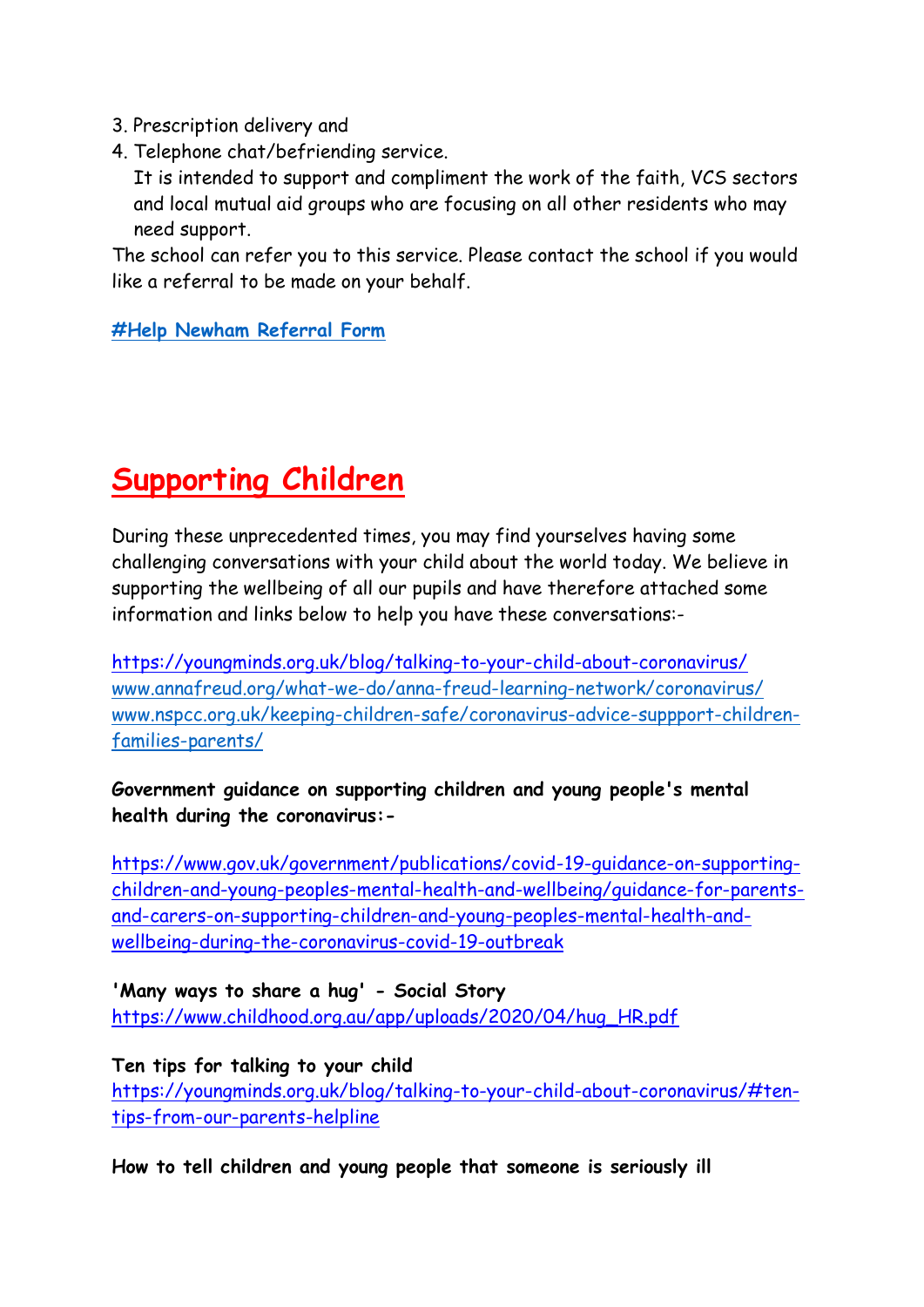3. Prescription delivery and
4. Telephone chat/befriending service.
   It is intended to support and compliment the work of the faith, VCS sectors and local mutual aid groups who are focusing on all other residents who may need support.

The school can refer you to this service. Please contact the school if you would like a referral to be made on your behalf.

**#Help Newham Referral Form**

# Supporting Children

During these unprecedented times, you may find yourselves having some challenging conversations with your child about the world today. We believe in supporting the wellbeing of all our pupils and have therefore attached some information and links below to help you have these conversations:-

https://youngminds.org.uk/blog/talking-to-your-child-about-coronavirus/
www.annafreud.org/what-we-do/anna-freud-learning-network/coronavirus/
www.nspcc.org.uk/keeping-children-safe/coronavirus-advice-suppport-children-families-parents/

**Government guidance on supporting children and young people's mental health during the coronavirus:-**

https://www.gov.uk/government/publications/covid-19-guidance-on-supporting-children-and-young-peoples-mental-health-and-wellbeing/guidance-for-parents-and-carers-on-supporting-children-and-young-peoples-mental-health-and-wellbeing-during-the-coronavirus-covid-19-outbreak

**'Many ways to share a hug' - Social Story**
https://www.childhood.org.au/app/uploads/2020/04/hug_HR.pdf

**Ten tips for talking to your child**
https://youngminds.org.uk/blog/talking-to-your-child-about-coronavirus/#ten-tips-from-our-parents-helpline

**How to tell children and young people that someone is seriously ill**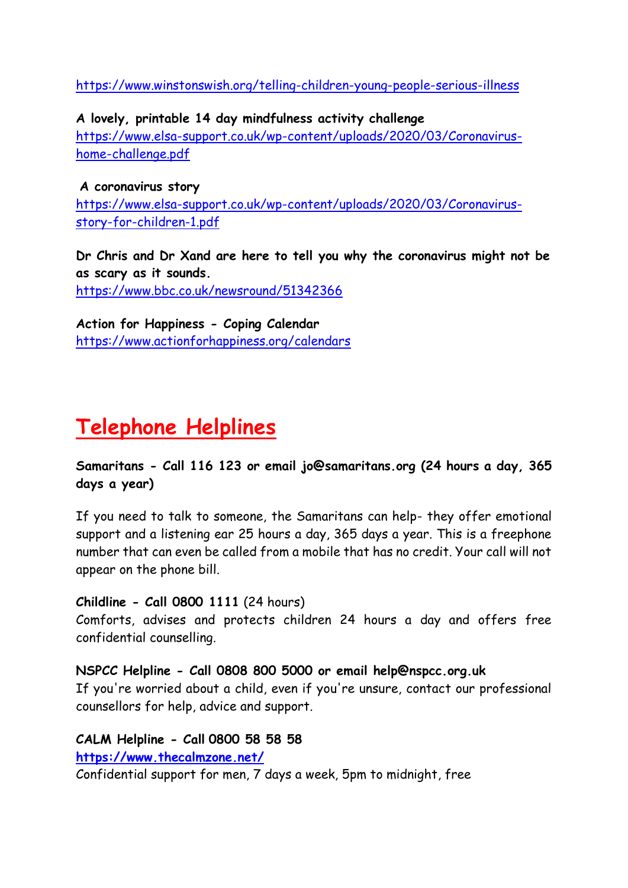https://www.winstonswish.org/telling-children-young-people-serious-illness

**A lovely, printable 14 day mindfulness activity challenge**
https://www.elsa-support.co.uk/wp-content/uploads/2020/03/Coronavirus-home-challenge.pdf

**A coronavirus story**
https://www.elsa-support.co.uk/wp-content/uploads/2020/03/Coronavirus-story-for-children-1.pdf

**Dr Chris and Dr Xand are here to tell you why the coronavirus might not be as scary as it sounds.**
https://www.bbc.co.uk/newsround/51342366

**Action for Happiness - Coping Calendar**
https://www.actionforhappiness.org/calendars

# Telephone Helplines

**Samaritans - Call 116 123 or email jo@samaritans.org (24 hours a day, 365 days a year)**

If you need to talk to someone, the Samaritans can help- they offer emotional support and a listening ear 25 hours a day, 365 days a year. This is a freephone number that can even be called from a mobile that has no credit. Your call will not appear on the phone bill.

**Childline - Call 0800 1111** (24 hours)
Comforts, advises and protects children 24 hours a day and offers free confidential counselling.

**NSPCC Helpline - Call 0808 800 5000 or email help@nspcc.org.uk**
If you're worried about a child, even if you're unsure, contact our professional counsellors for help, advice and support.

**CALM Helpline - Call 0800 58 58 58**
**https://www.thecalmzone.net/**
Confidential support for men, 7 days a week, 5pm to midnight, free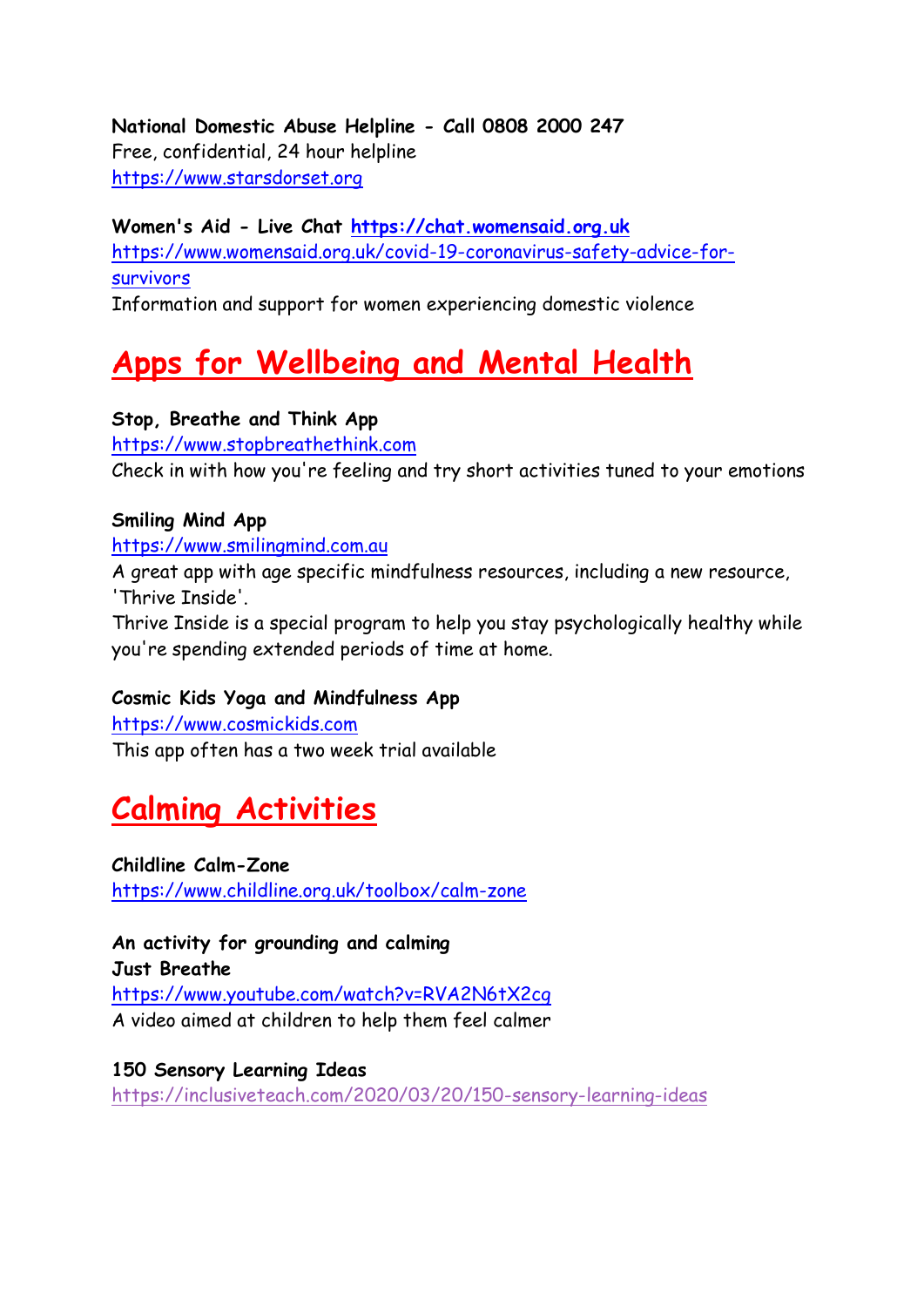**National Domestic Abuse Helpline - Call 0808 2000 247**
Free, confidential, 24 hour helpline
https://www.starsdorset.org

**Women's Aid - Live Chat https://chat.womensaid.org.uk**
https://www.womensaid.org.uk/covid-19-coronavirus-safety-advice-for-survivors
Information and support for women experiencing domestic violence

## Apps for Wellbeing and Mental Health

**Stop, Breathe and Think App**
https://www.stopbreathethink.com
Check in with how you're feeling and try short activities tuned to your emotions

**Smiling Mind App**
https://www.smilingmind.com.au
A great app with age specific mindfulness resources, including a new resource, 'Thrive Inside'.
Thrive Inside is a special program to help you stay psychologically healthy while you're spending extended periods of time at home.

**Cosmic Kids Yoga and Mindfulness App**
https://www.cosmickids.com
This app often has a two week trial available

## Calming Activities

**Childline Calm-Zone**
https://www.childline.org.uk/toolbox/calm-zone

**An activity for grounding and calming**
**Just Breathe**
https://www.youtube.com/watch?v=RVA2N6tX2cg
A video aimed at children to help them feel calmer

**150 Sensory Learning Ideas**
https://inclusiveteach.com/2020/03/20/150-sensory-learning-ideas